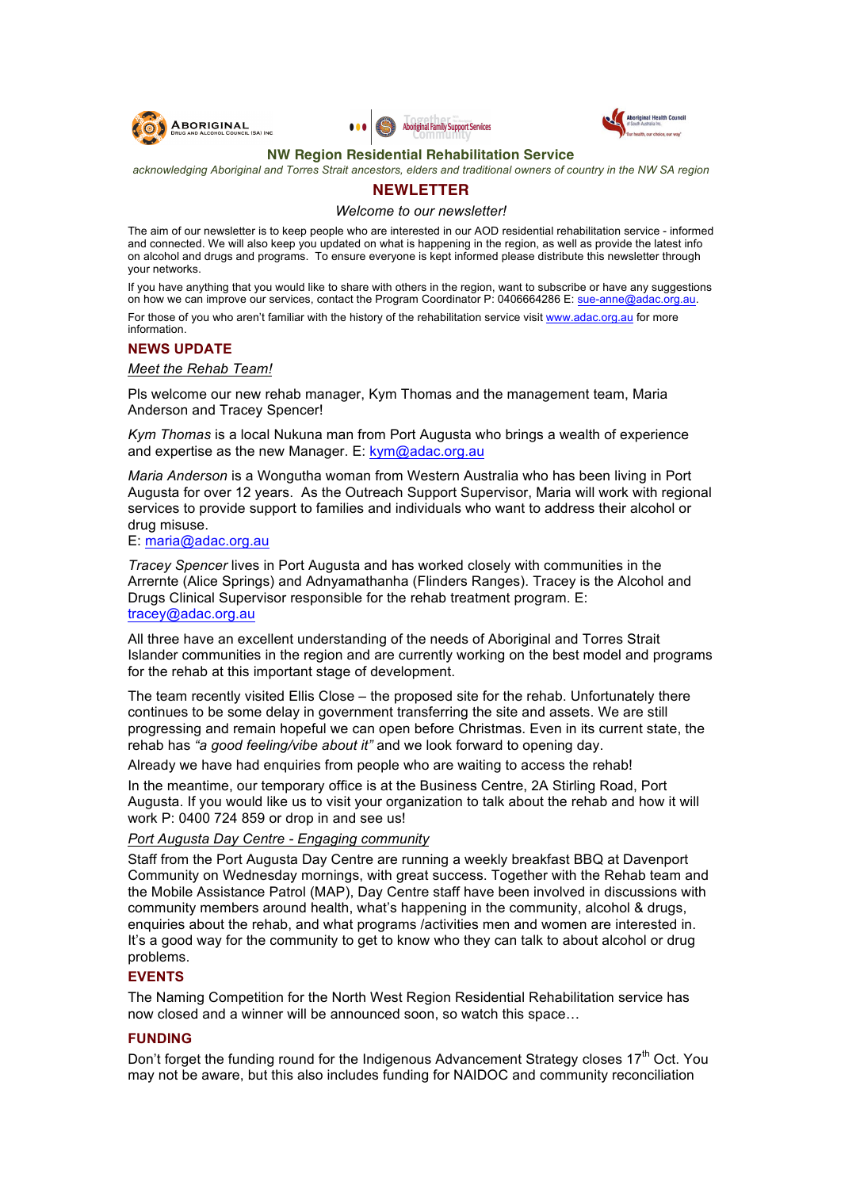## NW Region Residential Rehabilitation Service

*acknowledging Aboriginal and Torres Strait ancestors, elders and traditional owners of country in the NW SA region*

# NEWLETTER

*Welcome to our newsletter!*

The aim of our newsletter is to keep people who are interested in our AOD residential rehabilitation service - informed and connected. We will also keep you updated on what is happening in the region, as well as provide the latest info on alcohol and drugs and programs. To ensure everyone is kept informed please distribute this newsletter through your networks.

If you have anything that you would like to share with others in the region, want to subscribe or have any suggestions on how we can improve our services, contact the Program Coordinator P: 0406664286 E: sue-anne@adac.org.au.

For those of you who aren't familiar with the history of the rehabilitation service visit www.adac.org.au for more information.

## NEWS UPDATE

*Meet the Rehab Team!*

Pls welcome our new rehab manager, Kym Thomas and the management team, Maria Anderson and Tracey Spencer!

*Kym Thomas* is a local Nukuna man from Port Augusta who brings a wealth of experience and expertise as the new Manager. E: kym@adac.org.au

*Maria Anderson* is a Wongutha woman from Western Australia who has been living in Port Augusta for over 12 years. As the Outreach Support Supervisor, Maria will work with regional services to provide support to families and individuals who want to address their alcohol or drug misuse.
E: maria@adac.org.au

*Tracey Spencer* lives in Port Augusta and has worked closely with communities in the Arrernte (Alice Springs) and Adnyamathanha (Flinders Ranges). Tracey is the Alcohol and Drugs Clinical Supervisor responsible for the rehab treatment program. E: tracey@adac.org.au

All three have an excellent understanding of the needs of Aboriginal and Torres Strait Islander communities in the region and are currently working on the best model and programs for the rehab at this important stage of development.

The team recently visited Ellis Close – the proposed site for the rehab. Unfortunately there continues to be some delay in government transferring the site and assets. We are still progressing and remain hopeful we can open before Christmas. Even in its current state, the rehab has *"a good feeling/vibe about it"* and we look forward to opening day.

Already we have had enquiries from people who are waiting to access the rehab!

In the meantime, our temporary office is at the Business Centre, 2A Stirling Road, Port Augusta. If you would like us to visit your organization to talk about the rehab and how it will work P: 0400 724 859 or drop in and see us!

*Port Augusta Day Centre - Engaging community*

Staff from the Port Augusta Day Centre are running a weekly breakfast BBQ at Davenport Community on Wednesday mornings, with great success. Together with the Rehab team and the Mobile Assistance Patrol (MAP), Day Centre staff have been involved in discussions with community members around health, what's happening in the community, alcohol & drugs, enquiries about the rehab, and what programs /activities men and women are interested in. It's a good way for the community to get to know who they can talk to about alcohol or drug problems.

## EVENTS

The Naming Competition for the North West Region Residential Rehabilitation service has now closed and a winner will be announced soon, so watch this space…

## FUNDING

Don't forget the funding round for the Indigenous Advancement Strategy closes 17th Oct. You may not be aware, but this also includes funding for NAIDOC and community reconciliation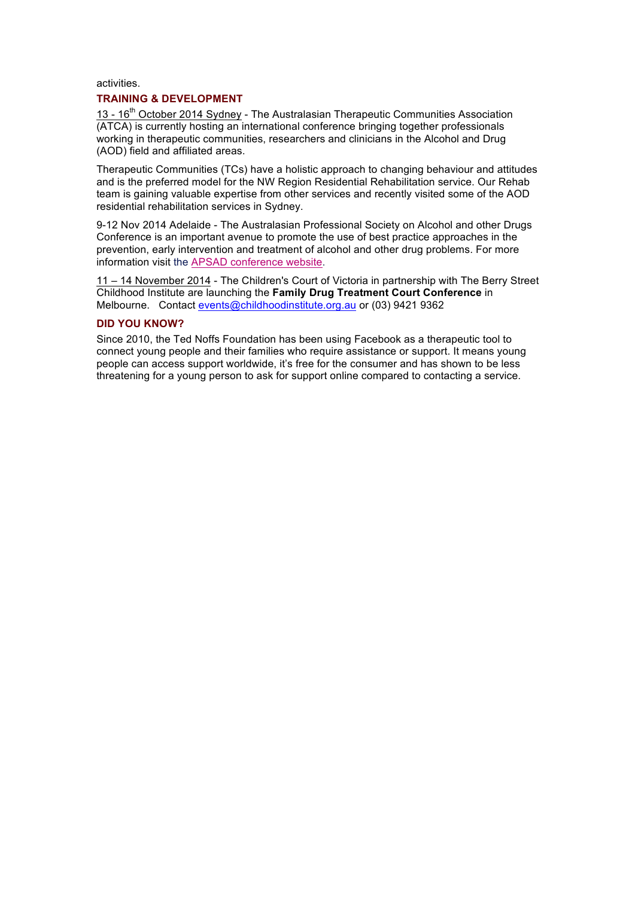activities.

## TRAINING & DEVELOPMENT

13 - 16th October 2014 Sydney - The Australasian Therapeutic Communities Association (ATCA) is currently hosting an international conference bringing together professionals working in therapeutic communities, researchers and clinicians in the Alcohol and Drug (AOD) field and affiliated areas.

Therapeutic Communities (TCs) have a holistic approach to changing behaviour and attitudes and is the preferred model for the NW Region Residential Rehabilitation service. Our Rehab team is gaining valuable expertise from other services and recently visited some of the AOD residential rehabilitation services in Sydney.

9-12 Nov 2014 Adelaide - The Australasian Professional Society on Alcohol and other Drugs Conference is an important avenue to promote the use of best practice approaches in the prevention, early intervention and treatment of alcohol and other drug problems. For more information visit the APSAD conference website.

11 – 14 November 2014 - The Children's Court of Victoria in partnership with The Berry Street Childhood Institute are launching the **Family Drug Treatment Court Conference** in Melbourne. Contact events@childhoodinstitute.org.au or (03) 9421 9362

## DID YOU KNOW?

Since 2010, the Ted Noffs Foundation has been using Facebook as a therapeutic tool to connect young people and their families who require assistance or support. It means young people can access support worldwide, it's free for the consumer and has shown to be less threatening for a young person to ask for support online compared to contacting a service.